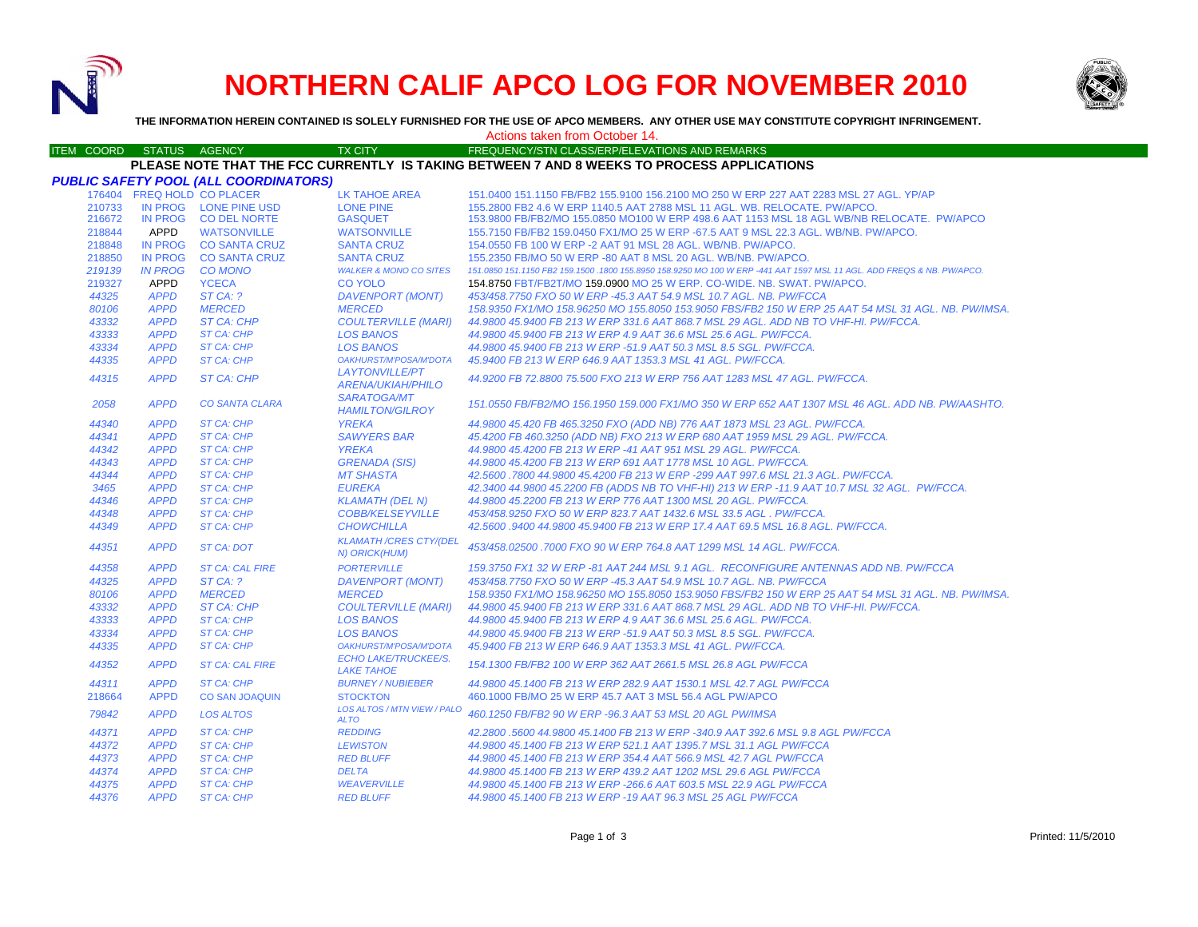# NORTHERN CALIF APCO LOG FOR NOVEMBER 2010

**THE INFORMATION HEREIN CONTAINED IS SOLELY FURNISHED FOR THE USE OF APCO MEMBERS. ANY OTHER USE MAY CONSTITUTE COPYRIGHT INFRINGEMENT.**

Actions taken from October 14.

| ITEM COORD | STATUS | AGENCY | TX CITY | FREQUENCY/STN CLASS/ERP/ELEVATIONS AND REMARKS |
|---|---|---|---|---|

**PLEASE NOTE THAT THE FCC CURRENTLY IS TAKING BETWEEN 7 AND 8 WEEKS TO PROCESS APPLICATIONS**

***PUBLIC SAFETY POOL (ALL COORDINATORS)***

| ITEM COORD | STATUS | AGENCY | TX CITY | FREQUENCY/STN CLASS/ERP/ELEVATIONS AND REMARKS |
|---|---|---|---|---|
| 176404 | FREQ HOLD | CO PLACER | LK TAHOE AREA | 151.0400 151.1150 FB/FB2 155.9100 156.2100 MO 250 W ERP 227 AAT 2283 MSL 27 AGL. YP/AP |
| 210733 | IN PROG | LONE PINE USD | LONE PINE | 155.2800 FB2 4.6 W ERP 1140.5 AAT 2788 MSL 11 AGL. WB. RELOCATE. PW/APCO. |
| 216672 | IN PROG | CO DEL NORTE | GASQUET | 153.9800 FB/FB2/MO 155.0850 MO100 W ERP 498.6 AAT 1153 MSL 18 AGL WB/NB RELOCATE. PW/APCO |
| 218844 | APPD | WATSONVILLE | WATSONVILLE | 155.7150 FB/FB2 159.0450 FX1/MO 25 W ERP -67.5 AAT 9 MSL 22.3 AGL. WB/NB. PW/APCO. |
| 218848 | IN PROG | CO SANTA CRUZ | SANTA CRUZ | 154.0550 FB 100 W ERP -2 AAT 91 MSL 28 AGL. WB/NB. PW/APCO. |
| 218850 | IN PROG | CO SANTA CRUZ | SANTA CRUZ | 155.2350 FB/MO 50 W ERP -80 AAT 8 MSL 20 AGL. WB/NB. PW/APCO. |
| *219139* | *IN PROG* | *CO MONO* | *WALKER & MONO CO SITES* | *151.0850 151.1150 FB2 159.1500 .1800 155.8950 158.9250 MO 100 W ERP -441 AAT 1597 MSL 11 AGL. ADD FREQS & NB. PW/APCO.* |
| 219327 | APPD | YCECA | CO YOLO | 154.8750 FBT/FB2T/MO 159.0900 MO 25 W ERP. CO-WIDE. NB. SWAT. PW/APCO. |
| *44325* | *APPD* | *ST CA: ?* | *DAVENPORT (MONT)* | *453/458.7750 FXO 50 W ERP -45.3 AAT 54.9 MSL 10.7 AGL. NB. PW/FCCA* |
| *80106* | *APPD* | *MERCED* | *MERCED* | *158.9350 FX1/MO 158.96250 MO 155.8050 153.9050 FBS/FB2 150 W ERP 25 AAT 54 MSL 31 AGL. NB. PW/IMSA.* |
| *43332* | *APPD* | *ST CA: CHP* | *COULTERVILLE (MARI)* | *44.9800 45.9400 FB 213 W ERP 331.6 AAT 868.7 MSL 29 AGL. ADD NB TO VHF-HI. PW/FCCA.* |
| *43333* | *APPD* | *ST CA: CHP* | *LOS BANOS* | *44.9800 45.9400 FB 213 W ERP 4.9 AAT 36.6 MSL 25.6 AGL. PW/FCCA.* |
| *43334* | *APPD* | *ST CA: CHP* | *LOS BANOS* | *44.9800 45.9400 FB 213 W ERP -51.9 AAT 50.3 MSL 8.5 SGL. PW/FCCA.* |
| *44335* | *APPD* | *ST CA: CHP* | *OAKHURST/M'POSA/M'DOTA* | *45.9400 FB 213 W ERP 646.9 AAT 1353.3 MSL 41 AGL. PW/FCCA.* |
| *44315* | *APPD* | *ST CA: CHP* | *LAYTONVILLE/PT ARENA/UKIAH/PHILO* | *44.9200 FB 72.8800 75.500 FXO 213 W ERP 756 AAT 1283 MSL 47 AGL. PW/FCCA.* |
| *2058* | *APPD* | *CO SANTA CLARA* | *SARATOGA/MT HAMILTON/GILROY* | *151.0550 FB/FB2/MO 156.1950 159.000 FX1/MO 350 W ERP 652 AAT 1307 MSL 46 AGL. ADD NB. PW/AASHTO.* |
| *44340* | *APPD* | *ST CA: CHP* | *YREKA* | *44.9800 45.420 FB 465.3250 FXO (ADD NB) 776 AAT 1873 MSL 23 AGL. PW/FCCA.* |
| *44341* | *APPD* | *ST CA: CHP* | *SAWYERS BAR* | *45.4200 FB 460.3250 (ADD NB) FXO 213 W ERP 680 AAT 1959 MSL 29 AGL. PW/FCCA.* |
| *44342* | *APPD* | *ST CA: CHP* | *YREKA* | *44.9800 45.4200 FB 213 W ERP -41 AAT 951 MSL 29 AGL. PW/FCCA.* |
| *44343* | *APPD* | *ST CA: CHP* | *GRENADA (SIS)* | *44.9800 45.4200 FB 213 W ERP 691 AAT 1778 MSL 10 AGL. PW/FCCA.* |
| *44344* | *APPD* | *ST CA: CHP* | *MT SHASTA* | *42.5600 .7800 44.9800 45.4200 FB 213 W ERP -299 AAT 997.6 MSL 21.3 AGL. PW/FCCA.* |
| *3465* | *APPD* | *ST CA: CHP* | *EUREKA* | *42.3400 44.9800 45.2200 FB (ADDS NB TO VHF-HI) 213 W ERP -11.9 AAT 10.7 MSL 32 AGL. PW/FCCA.* |
| *44346* | *APPD* | *ST CA: CHP* | *KLAMATH (DEL N)* | *44.9800 45.2200 FB 213 W ERP 776 AAT 1300 MSL 20 AGL. PW/FCCA.* |
| *44348* | *APPD* | *ST CA: CHP* | *COBB/KELSEYVILLE* | *453/458.9250 FXO 50 W ERP 823.7 AAT 1432.6 MSL 33.5 AGL . PW/FCCA.* |
| *44349* | *APPD* | *ST CA: CHP* | *CHOWCHILLA* | *42.5600 .9400 44.9800 45.9400 FB 213 W ERP 17.4 AAT 69.5 MSL 16.8 AGL. PW/FCCA.* |
| *44351* | *APPD* | *ST CA: DOT* | *KLAMATH /CRES CTY/(DEL N) ORICK(HUM)* | *453/458.02500 .7000 FXO 90 W ERP 764.8 AAT 1299 MSL 14 AGL. PW/FCCA.* |
| *44358* | *APPD* | *ST CA: CAL FIRE* | *PORTERVILLE* | *159.3750 FX1 32 W ERP -81 AAT 244 MSL 9.1 AGL. RECONFIGURE ANTENNAS ADD NB. PW/FCCA* |
| *44325* | *APPD* | *ST CA: ?* | *DAVENPORT (MONT)* | *453/458.7750 FXO 50 W ERP -45.3 AAT 54.9 MSL 10.7 AGL. NB. PW/FCCA* |
| *80106* | *APPD* | *MERCED* | *MERCED* | *158.9350 FX1/MO 158.96250 MO 155.8050 153.9050 FBS/FB2 150 W ERP 25 AAT 54 MSL 31 AGL. NB. PW/IMSA.* |
| *43332* | *APPD* | *ST CA: CHP* | *COULTERVILLE (MARI)* | *44.9800 45.9400 FB 213 W ERP 331.6 AAT 868.7 MSL 29 AGL. ADD NB TO VHF-HI. PW/FCCA.* |
| *43333* | *APPD* | *ST CA: CHP* | *LOS BANOS* | *44.9800 45.9400 FB 213 W ERP 4.9 AAT 36.6 MSL 25.6 AGL. PW/FCCA.* |
| *43334* | *APPD* | *ST CA: CHP* | *LOS BANOS* | *44.9800 45.9400 FB 213 W ERP -51.9 AAT 50.3 MSL 8.5 SGL. PW/FCCA.* |
| *44335* | *APPD* | *ST CA: CHP* | *OAKHURST/M'POSA/M'DOTA* | *45.9400 FB 213 W ERP 646.9 AAT 1353.3 MSL 41 AGL. PW/FCCA.* |
| *44352* | *APPD* | *ST CA: CAL FIRE* | *ECHO LAKE/TRUCKEE/S. LAKE TAHOE* | *154.1300 FB/FB2 100 W ERP 362 AAT 2661.5 MSL 26.8 AGL PW/FCCA* |
| *44311* | *APPD* | *ST CA: CHP* | *BURNEY / NUBIEBER* | *44.9800 45.1400 FB 213 W ERP 282.9 AAT 1530.1 MSL 42.7 AGL PW/FCCA* |
| 218664 | APPD | CO SAN JOAQUIN | STOCKTON | 460.1000 FB/MO 25 W ERP 45.7 AAT 3 MSL 56.4 AGL PW/APCO |
| *79842* | *APPD* | *LOS ALTOS* | *LOS ALTOS / MTN VIEW / PALO ALTO* | *460.1250 FB/FB2 90 W ERP -96.3 AAT 53 MSL 20 AGL PW/IMSA* |
| *44371* | *APPD* | *ST CA: CHP* | *REDDING* | *42.2800 .5600 44.9800 45.1400 FB 213 W ERP -340.9 AAT 392.6 MSL 9.8 AGL PW/FCCA* |
| *44372* | *APPD* | *ST CA: CHP* | *LEWISTON* | *44.9800 45.1400 FB 213 W ERP 521.1 AAT 1395.7 MSL 31.1 AGL PW/FCCA* |
| *44373* | *APPD* | *ST CA: CHP* | *RED BLUFF* | *44.9800 45.1400 FB 213 W ERP 354.4 AAT 566.9 MSL 42.7 AGL PW/FCCA* |
| *44374* | *APPD* | *ST CA: CHP* | *DELTA* | *44.9800 45.1400 FB 213 W ERP 439.2 AAT 1202 MSL 29.6 AGL PW/FCCA* |
| *44375* | *APPD* | *ST CA: CHP* | *WEAVERVILLE* | *44.9800 45.1400 FB 213 W ERP -266.6 AAT 603.5 MSL 22.9 AGL PW/FCCA* |
| *44376* | *APPD* | *ST CA: CHP* | *RED BLUFF* | *44.9800 45.1400 FB 213 W ERP -19 AAT 96.3 MSL 25 AGL PW/FCCA* |

Printed: 11/5/2010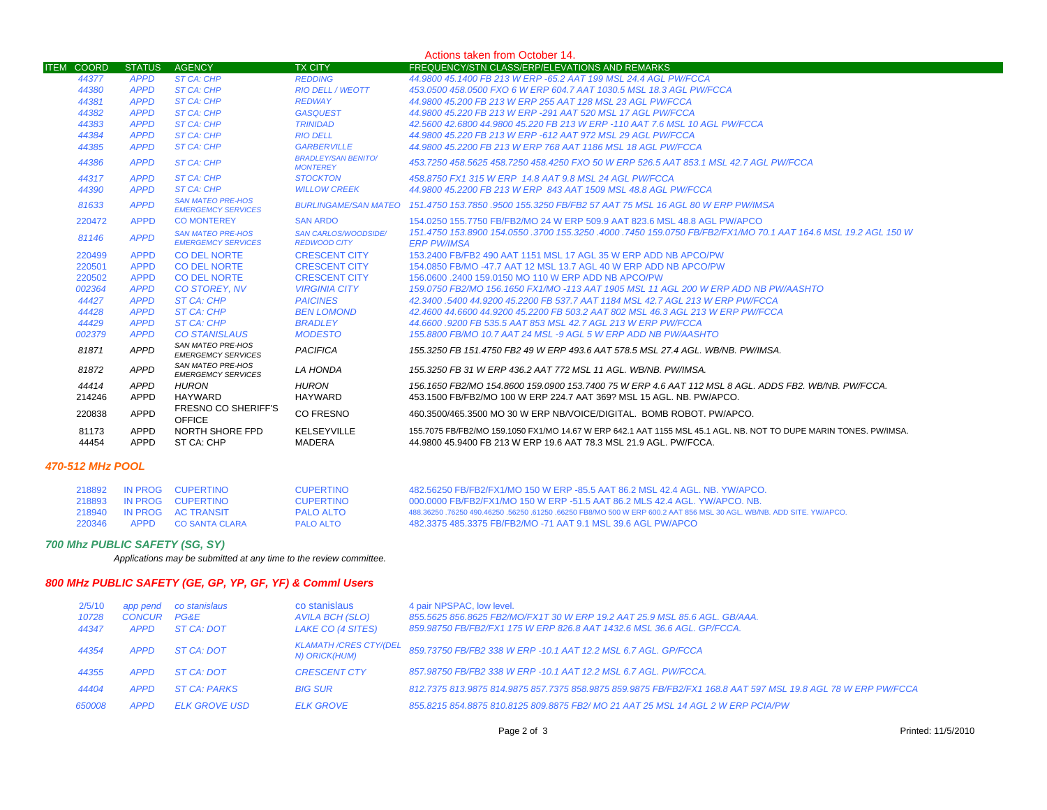Actions taken from October 14.

| ITEM | COORD | STATUS | AGENCY | TX CITY | FREQUENCY/STN CLASS/ERP/ELEVATIONS AND REMARKS |
|---|---|---|---|---|---|
| | 44377 | APPD | ST CA: CHP | REDDING | 44.9800 45.1400 FB 213 W ERP -65.2 AAT 199 MSL 24.4 AGL PW/FCCA |
| | 44380 | APPD | ST CA: CHP | RIO DELL / WEOTT | 453.0500 458.0500 FXO 6 W ERP 604.7 AAT 1030.5 MSL 18.3 AGL PW/FCCA |
| | 44381 | APPD | ST CA: CHP | REDWAY | 44.9800 45.200 FB 213 W ERP 255 AAT 128 MSL 23 AGL PW/FCCA |
| | 44382 | APPD | ST CA: CHP | GASQUEST | 44.9800 45.220 FB 213 W ERP -291 AAT 520 MSL 17 AGL PW/FCCA |
| | 44383 | APPD | ST CA: CHP | TRINIDAD | 42.5600 42.6800 44.9800 45.220 FB 213 W ERP -110 AAT 7.6 MSL 10 AGL PW/FCCA |
| | 44384 | APPD | ST CA: CHP | RIO DELL | 44.9800 45.220 FB 213 W ERP -612 AAT 972 MSL 29 AGL PW/FCCA |
| | 44385 | APPD | ST CA: CHP | GARBERVILLE | 44.9800 45.2200 FB 213 W ERP 768 AAT 1186 MSL 18 AGL PW/FCCA |
| | 44386 | APPD | ST CA: CHP | BRADLEY/SAN BENITO/ MONTEREY | 453.7250 458.5625 458.7250 458.4250 FXO 50 W ERP 526.5 AAT 853.1 MSL 42.7 AGL PW/FCCA |
| | 44317 | APPD | ST CA: CHP | STOCKTON | 458.8750 FX1 315 W ERP 14.8 AAT 9.8 MSL 24 AGL PW/FCCA |
| | 44390 | APPD | ST CA: CHP | WILLOW CREEK | 44.9800 45.2200 FB 213 W ERP 843 AAT 1509 MSL 48.8 AGL PW/FCCA |
| | 81633 | APPD | SAN MATEO PRE-HOS EMERGEMCY SERVICES | BURLINGAME/SAN MATEO | 151.4750 153.7850 .9500 155.3250 FB/FB2 57 AAT 75 MSL 16 AGL 80 W ERP PW/IMSA |
| | 220472 | APPD | CO MONTEREY | SAN ARDO | 154.0250 155.7750 FB/FB2/MO 24 W ERP 509.9 AAT 823.6 MSL 48.8 AGL PW/APCO |
| | 81146 | APPD | SAN MATEO PRE-HOS EMERGEMCY SERVICES | SAN CARLOS/WOODSIDE/ REDWOOD CITY | 151.4750 153.8900 154.0550 .3700 155.3250 .4000 .7450 159.0750 FB/FB2/FX1/MO 70.1 AAT 164.6 MSL 19.2 AGL 150 W ERP PW/IMSA |
| | 220499 | APPD | CO DEL NORTE | CRESCENT CITY | 153.2400 FB/FB2 490 AAT 1151 MSL 17 AGL 35 W ERP ADD NB APCO/PW |
| | 220501 | APPD | CO DEL NORTE | CRESCENT CITY | 154.0850 FB/MO -47.7 AAT 12 MSL 13.7 AGL 40 W ERP ADD NB APCO/PW |
| | 220502 | APPD | CO DEL NORTE | CRESCENT CITY | 156.0600 .2400 159.0150 MO 110 W ERP ADD NB APCO/PW |
| | 002364 | APPD | CO STOREY, NV | VIRGINIA CITY | 159.0750 FB2/MO 156.1650 FX1/MO -113 AAT 1905 MSL 11 AGL 200 W ERP ADD NB PW/AASHTO |
| | 44427 | APPD | ST CA: CHP | PAICINES | 42.3400 .5400 44.9200 45.2200 FB 537.7 AAT 1184 MSL 42.7 AGL 213 W ERP PW/FCCA |
| | 44428 | APPD | ST CA: CHP | BEN LOMOND | 42.4600 44.6600 44.9200 45.2200 FB 503.2 AAT 802 MSL 46.3 AGL 213 W ERP PW/FCCA |
| | 44429 | APPD | ST CA: CHP | BRADLEY | 44.6600 .9200 FB 535.5 AAT 853 MSL 42.7 AGL 213 W ERP PW/FCCA |
| | 002379 | APPD | CO STANISLAUS | MODESTO | 155.8800 FB/MO 10.7 AAT 24 MSL -9 AGL 5 W ERP ADD NB PW/AASHTO |
| | 81871 | APPD | SAN MATEO PRE-HOS EMERGEMCY SERVICES | PACIFICA | 155.3250 FB 151.4750 FB2 49 W ERP 493.6 AAT 578.5 MSL 27.4 AGL. WB/NB. PW/IMSA. |
| | 81872 | APPD | SAN MATEO PRE-HOS EMERGEMCY SERVICES | LA HONDA | 155.3250 FB 31 W ERP 436.2 AAT 772 MSL 11 AGL. WB/NB. PW/IMSA. |
| | 44414 | APPD | HURON | HURON | 156.1650 FB2/MO 154.8600 159.0900 153.7400 75 W ERP 4.6 AAT 112 MSL 8 AGL. ADDS FB2. WB/NB. PW/FCCA. |
| | 214246 | APPD | HAYWARD | HAYWARD | 453.1500 FB/FB2/MO 100 W ERP 224.7 AAT 369? MSL 15 AGL. NB. PW/APCO. |
| | 220838 | APPD | FRESNO CO SHERIFF'S OFFICE | CO FRESNO | 460.3500/465.3500 MO 30 W ERP NB/VOICE/DIGITAL. BOMB ROBOT. PW/APCO. |
| | 81173 | APPD | NORTH SHORE FPD | KELSEYVILLE | 155.7075 FB/FB2/MO 159.1050 FX1/MO 14.67 W ERP 642.1 AAT 1155 MSL 45.1 AGL. NB. NOT TO DUPE MARIN TONES. PW/IMSA. |
| | 44454 | APPD | ST CA: CHP | MADERA | 44.9800 45.9400 FB 213 W ERP 19.6 AAT 78.3 MSL 21.9 AGL. PW/FCCA. |

## 470-512 MHz POOL

| ITEM | COORD | STATUS | AGENCY | TX CITY | FREQUENCY/STN CLASS/ERP/ELEVATIONS AND REMARKS |
|---|---|---|---|---|---|
| | 218892 | IN PROG | CUPERTINO | CUPERTINO | 482.56250 FB/FB2/FX1/MO 150 W ERP -85.5 AAT 86.2 MSL 42.4 AGL. NB. YW/APCO. |
| | 218893 | IN PROG | CUPERTINO | CUPERTINO | 000.0000 FB/FB2/FX1/MO 150 W ERP -51.5 AAT 86.2 MLS 42.4 AGL. YW/APCO. NB. |
| | 218940 | IN PROG | AC TRANSIT | PALO ALTO | 488.36250 .76250 490.46250 .56250 .61250 .66250 FB8/MO 500 W ERP 600.2 AAT 856 MSL 30 AGL. WB/NB. ADD SITE. YW/APCO. |
| | 220346 | APPD | CO SANTA CLARA | PALO ALTO | 482.3375 485.3375 FB/FB2/MO -71 AAT 9.1 MSL 39.6 AGL PW/APCO |

## 700 Mhz PUBLIC SAFETY (SG, SY)

*Applications may be submitted at any time to the review committee.*

## 800 MHz PUBLIC SAFETY (GE, GP, YP, GF, YF) & Comml Users

| ITEM | COORD | STATUS | AGENCY | TX CITY | FREQUENCY/STN CLASS/ERP/ELEVATIONS AND REMARKS |
|---|---|---|---|---|---|
| | 2/5/10 | app pend | co stanislaus | co stanislaus | 4 pair NPSPAC, low level. |
| | 10728 | CONCUR | PG&E | AVILA BCH (SLO) | 855.5625 856.8625 FB2/MO/FX1T 30 W ERP 19.2 AAT 25.9 MSL 85.6 AGL. GB/AAA. |
| | 44347 | APPD | ST CA: DOT | LAKE CO (4 SITES) | 859.98750 FB/FB2/FX1 175 W ERP 826.8 AAT 1432.6 MSL 36.6 AGL. GP/FCCA. |
| | 44354 | APPD | ST CA: DOT | KLAMATH /CRES CTY/(DEL N) ORICK(HUM) | 859.73750 FB/FB2 338 W ERP -10.1 AAT 12.2 MSL 6.7 AGL. GP/FCCA |
| | 44355 | APPD | ST CA: DOT | CRESCENT CTY | 857.98750 FB/FB2 338 W ERP -10.1 AAT 12.2 MSL 6.7 AGL. PW/FCCA. |
| | 44404 | APPD | ST CA: PARKS | BIG SUR | 812.7375 813.9875 814.9875 857.7375 858.9875 859.9875 FB/FB2/FX1 168.8 AAT 597 MSL 19.8 AGL 78 W ERP PW/FCCA |
| | 650008 | APPD | ELK GROVE USD | ELK GROVE | 855.8215 854.8875 810.8125 809.8875 FB2/ MO 21 AAT 25 MSL 14 AGL 2 W ERP PCIA/PW |

Printed: 11/5/2010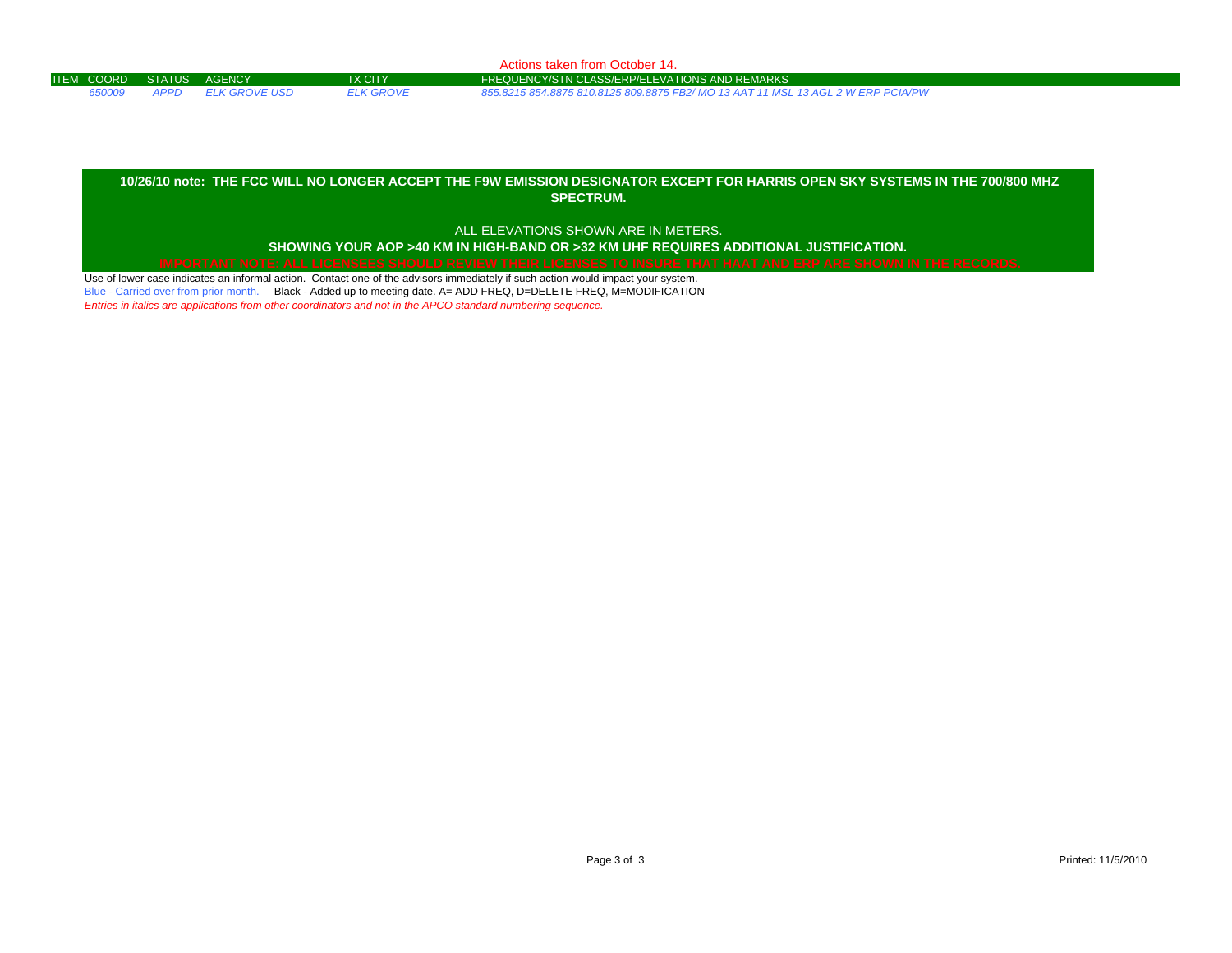Actions taken from October 14.

| ITEM | COORD | STATUS | AGENCY | TX CITY | FREQUENCY/STN CLASS/ERP/ELEVATIONS AND REMARKS |
|---|---|---|---|---|---|
| | *650009* | *APPD* | *ELK GROVE USD* | *ELK GROVE* | *855.8215 854.8875 810.8125 809.8875 FB2/ MO 13 AAT 11 MSL 13 AGL 2 W ERP PCIA/PW* |

**10/26/10 note: THE FCC WILL NO LONGER ACCEPT THE F9W EMISSION DESIGNATOR EXCEPT FOR HARRIS OPEN SKY SYSTEMS IN THE 700/800 MHZ SPECTRUM.**

ALL ELEVATIONS SHOWN ARE IN METERS.

**SHOWING YOUR AOP >40 KM IN HIGH-BAND OR >32 KM UHF REQUIRES ADDITIONAL JUSTIFICATION.**

**IMPORTANT NOTE: ALL LICENSEES SHOULD REVIEW THEIR LICENSES TO INSURE THAT HAAT AND ERP ARE SHOWN IN THE RECORDS.**

Use of lower case indicates an informal action. Contact one of the advisors immediately if such action would impact your system.

Blue - Carried over from prior month. Black - Added up to meeting date. A= ADD FREQ, D=DELETE FREQ, M=MODIFICATION

*Entries in italics are applications from other coordinators and not in the APCO standard numbering sequence.*

Printed: 11/5/2010